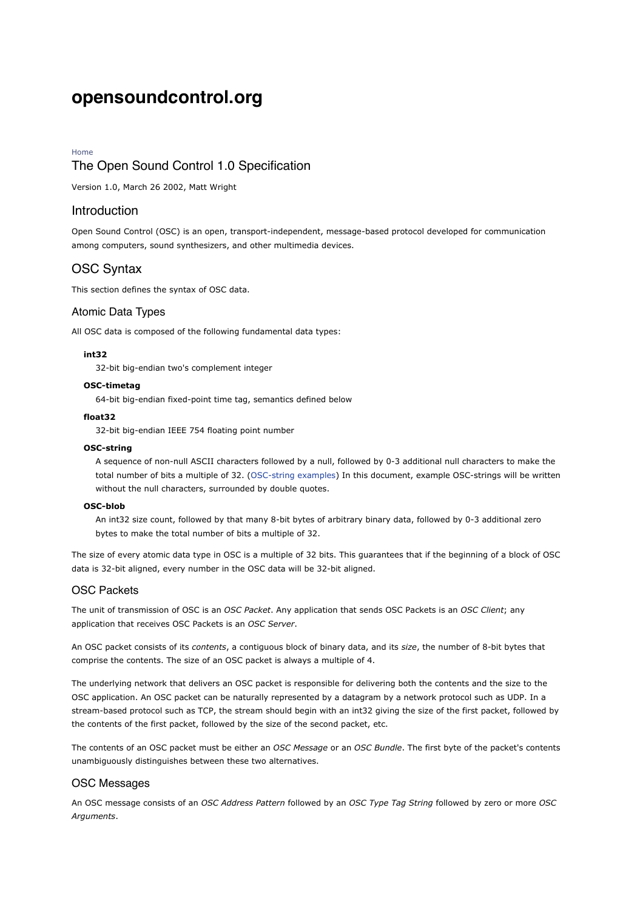# opensoundcontrol.org

Home

## The Open Sound Control 1.0 Specification

Version 1.0, March 26 2002, Matt Wright

## Introduction

Open Sound Control (OSC) is an open, transport-independent, message-based protocol developed for communication among computers, sound synthesizers, and other multimedia devices.

## OSC Syntax

This section defines the syntax of OSC data.

### Atomic Data Types

All OSC data is composed of the following fundamental data types:

**int32**
: 32-bit big-endian two's complement integer

**OSC-timetag**
: 64-bit big-endian fixed-point time tag, semantics defined below

**float32**
: 32-bit big-endian IEEE 754 floating point number

**OSC-string**
: A sequence of non-null ASCII characters followed by a null, followed by 0-3 additional null characters to make the total number of bits a multiple of 32. (OSC-string examples) In this document, example OSC-strings will be written without the null characters, surrounded by double quotes.

**OSC-blob**
: An int32 size count, followed by that many 8-bit bytes of arbitrary binary data, followed by 0-3 additional zero bytes to make the total number of bits a multiple of 32.

The size of every atomic data type in OSC is a multiple of 32 bits. This guarantees that if the beginning of a block of OSC data is 32-bit aligned, every number in the OSC data will be 32-bit aligned.

### OSC Packets

The unit of transmission of OSC is an *OSC Packet*. Any application that sends OSC Packets is an *OSC Client*; any application that receives OSC Packets is an *OSC Server*.

An OSC packet consists of its *contents*, a contiguous block of binary data, and its *size*, the number of 8-bit bytes that comprise the contents. The size of an OSC packet is always a multiple of 4.

The underlying network that delivers an OSC packet is responsible for delivering both the contents and the size to the OSC application. An OSC packet can be naturally represented by a datagram by a network protocol such as UDP. In a stream-based protocol such as TCP, the stream should begin with an int32 giving the size of the first packet, followed by the contents of the first packet, followed by the size of the second packet, etc.

The contents of an OSC packet must be either an *OSC Message* or an *OSC Bundle*. The first byte of the packet's contents unambiguously distinguishes between these two alternatives.

### OSC Messages

An OSC message consists of an *OSC Address Pattern* followed by an *OSC Type Tag String* followed by zero or more *OSC Arguments*.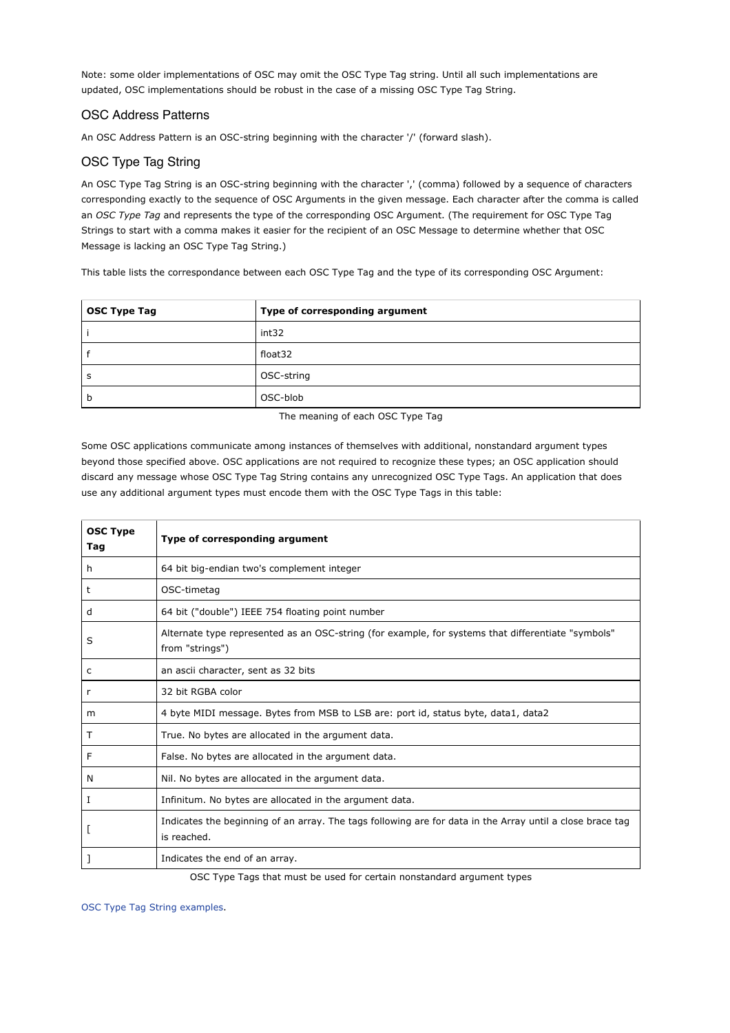Note: some older implementations of OSC may omit the OSC Type Tag string. Until all such implementations are updated, OSC implementations should be robust in the case of a missing OSC Type Tag String.

## OSC Address Patterns

An OSC Address Pattern is an OSC-string beginning with the character '/' (forward slash).

## OSC Type Tag String

An OSC Type Tag String is an OSC-string beginning with the character ',' (comma) followed by a sequence of characters corresponding exactly to the sequence of OSC Arguments in the given message. Each character after the comma is called an *OSC Type Tag* and represents the type of the corresponding OSC Argument. (The requirement for OSC Type Tag Strings to start with a comma makes it easier for the recipient of an OSC Message to determine whether that OSC Message is lacking an OSC Type Tag String.)

This table lists the correspondance between each OSC Type Tag and the type of its corresponding OSC Argument:

| OSC Type Tag | Type of corresponding argument |
|---|---|
| i | int32 |
| f | float32 |
| s | OSC-string |
| b | OSC-blob |

The meaning of each OSC Type Tag

Some OSC applications communicate among instances of themselves with additional, nonstandard argument types beyond those specified above. OSC applications are not required to recognize these types; an OSC application should discard any message whose OSC Type Tag String contains any unrecognized OSC Type Tags. An application that does use any additional argument types must encode them with the OSC Type Tags in this table:

| OSC Type Tag | Type of corresponding argument |
|---|---|
| h | 64 bit big-endian two's complement integer |
| t | OSC-timetag |
| d | 64 bit ("double") IEEE 754 floating point number |
| S | Alternate type represented as an OSC-string (for example, for systems that differentiate "symbols" from "strings") |
| c | an ascii character, sent as 32 bits |
| r | 32 bit RGBA color |
| m | 4 byte MIDI message. Bytes from MSB to LSB are: port id, status byte, data1, data2 |
| T | True. No bytes are allocated in the argument data. |
| F | False. No bytes are allocated in the argument data. |
| N | Nil. No bytes are allocated in the argument data. |
| I | Infinitum. No bytes are allocated in the argument data. |
| [ | Indicates the beginning of an array. The tags following are for data in the Array until a close brace tag is reached. |
| ] | Indicates the end of an array. |

OSC Type Tags that must be used for certain nonstandard argument types

OSC Type Tag String examples.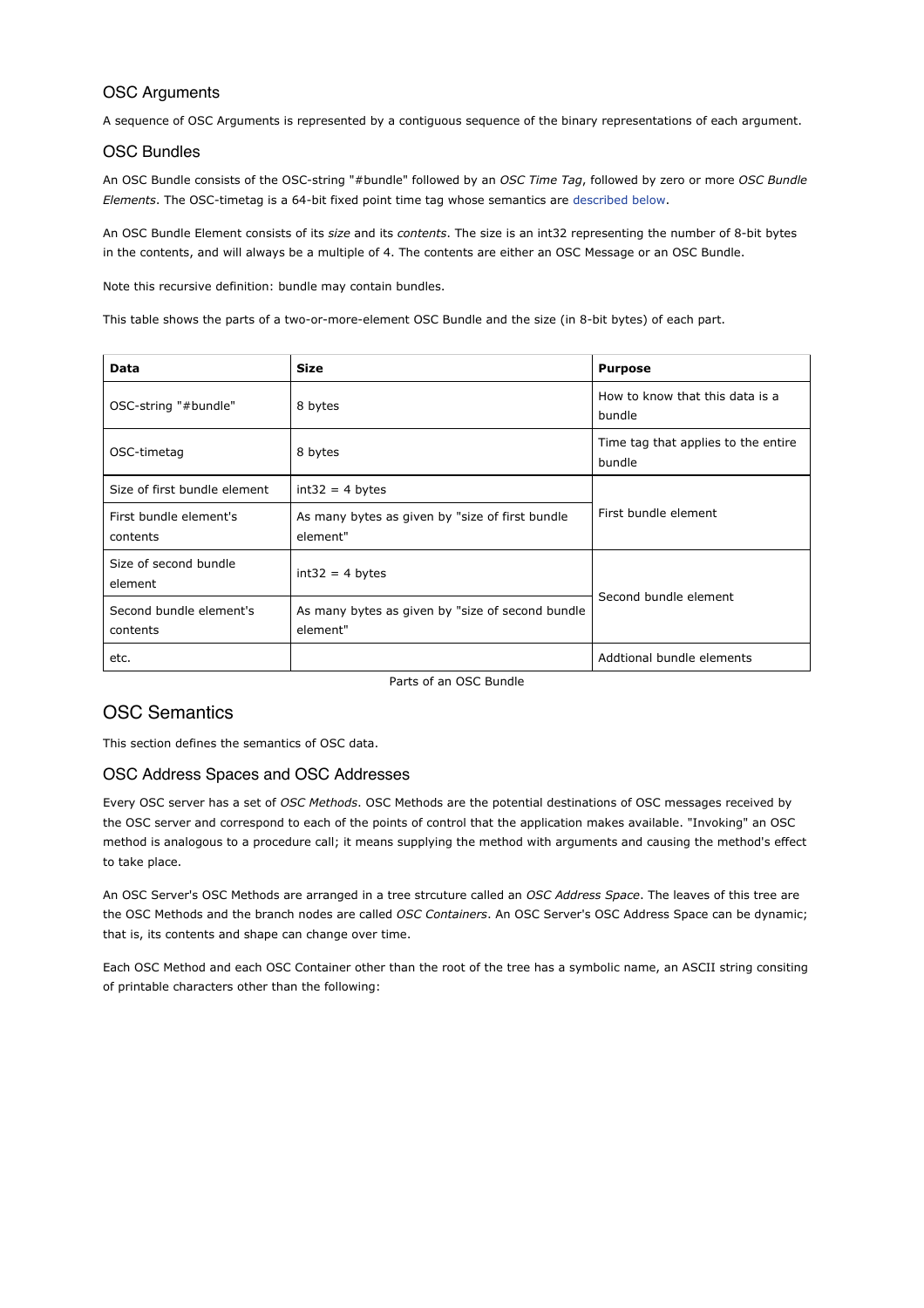### OSC Arguments

A sequence of OSC Arguments is represented by a contiguous sequence of the binary representations of each argument.

### OSC Bundles

An OSC Bundle consists of the OSC-string "#bundle" followed by an *OSC Time Tag*, followed by zero or more *OSC Bundle Elements*. The OSC-timetag is a 64-bit fixed point time tag whose semantics are described below.

An OSC Bundle Element consists of its *size* and its *contents*. The size is an int32 representing the number of 8-bit bytes in the contents, and will always be a multiple of 4. The contents are either an OSC Message or an OSC Bundle.

Note this recursive definition: bundle may contain bundles.

This table shows the parts of a two-or-more-element OSC Bundle and the size (in 8-bit bytes) of each part.

| Data | Size | Purpose |
|---|---|---|
| OSC-string "#bundle" | 8 bytes | How to know that this data is a bundle |
| OSC-timetag | 8 bytes | Time tag that applies to the entire bundle |
| Size of first bundle element | int32 = 4 bytes | First bundle element |
| First bundle element's contents | As many bytes as given by "size of first bundle element" | |
| Size of second bundle element | int32 = 4 bytes | Second bundle element |
| Second bundle element's contents | As many bytes as given by "size of second bundle element" | |
| etc. | | Addtional bundle elements |

Parts of an OSC Bundle

## OSC Semantics

This section defines the semantics of OSC data.

### OSC Address Spaces and OSC Addresses

Every OSC server has a set of *OSC Methods*. OSC Methods are the potential destinations of OSC messages received by the OSC server and correspond to each of the points of control that the application makes available. "Invoking" an OSC method is analogous to a procedure call; it means supplying the method with arguments and causing the method's effect to take place.

An OSC Server's OSC Methods are arranged in a tree strcuture called an *OSC Address Space*. The leaves of this tree are the OSC Methods and the branch nodes are called *OSC Containers*. An OSC Server's OSC Address Space can be dynamic; that is, its contents and shape can change over time.

Each OSC Method and each OSC Container other than the root of the tree has a symbolic name, an ASCII string consiting of printable characters other than the following: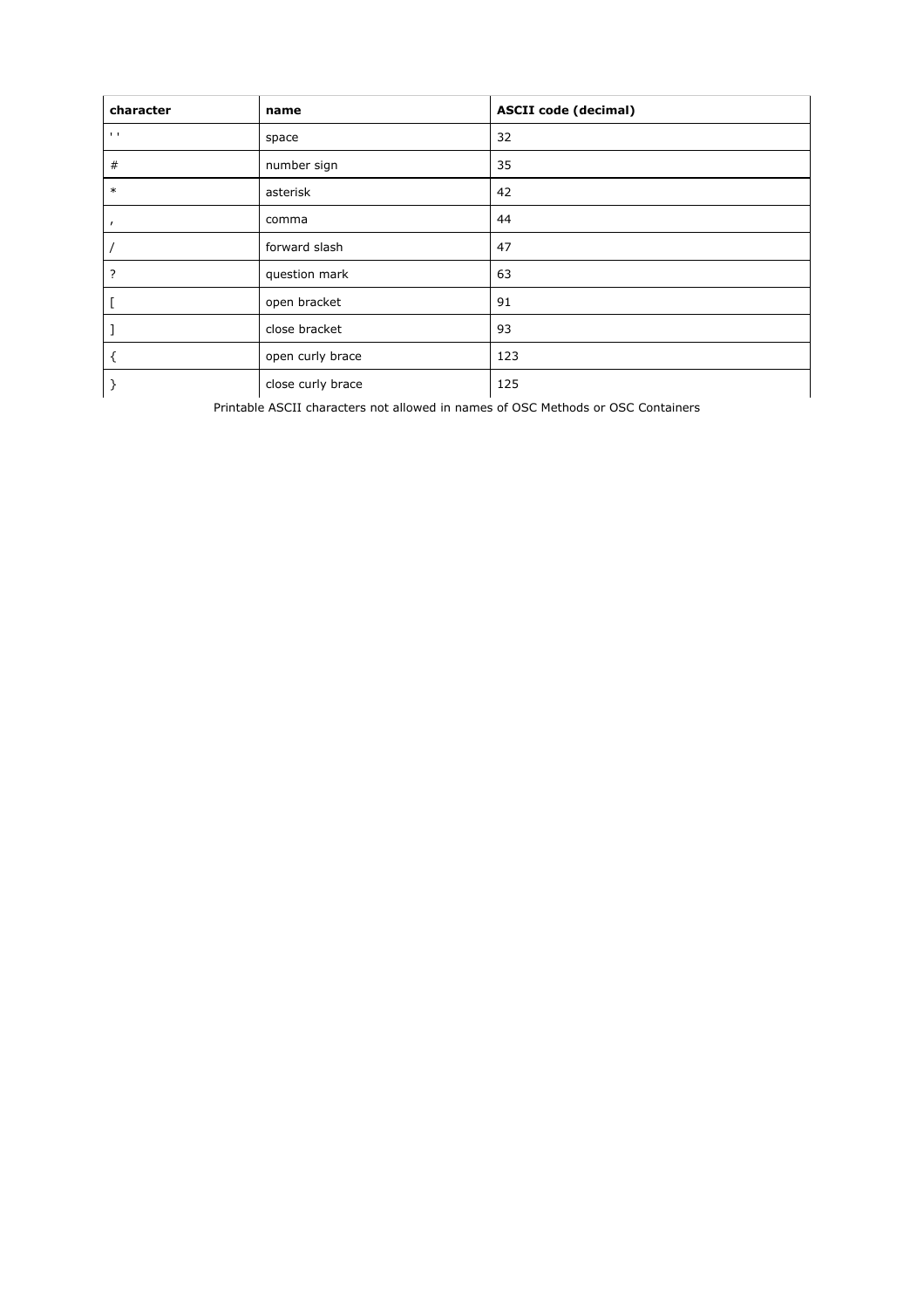| character | name | ASCII code (decimal) |
| --- | --- | --- |
| ' ' | space | 32 |
| # | number sign | 35 |
| * | asterisk | 42 |
| , | comma | 44 |
| / | forward slash | 47 |
| ? | question mark | 63 |
| [ | open bracket | 91 |
| ] | close bracket | 93 |
| { | open curly brace | 123 |
| } | close curly brace | 125 |

Printable ASCII characters not allowed in names of OSC Methods or OSC Containers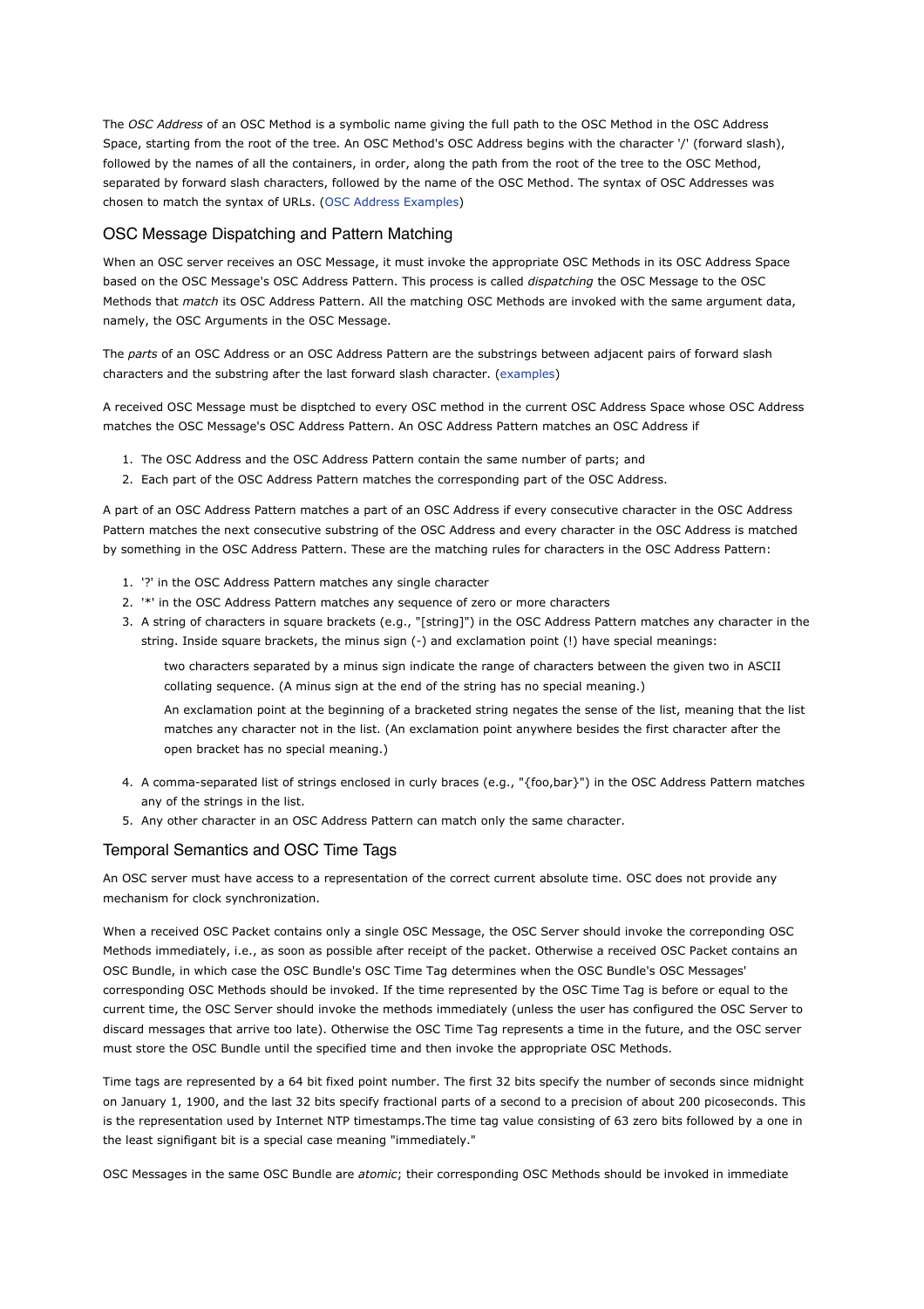The *OSC Address* of an OSC Method is a symbolic name giving the full path to the OSC Method in the OSC Address Space, starting from the root of the tree. An OSC Method's OSC Address begins with the character '/' (forward slash), followed by the names of all the containers, in order, along the path from the root of the tree to the OSC Method, separated by forward slash characters, followed by the name of the OSC Method. The syntax of OSC Addresses was chosen to match the syntax of URLs. (OSC Address Examples)

## OSC Message Dispatching and Pattern Matching

When an OSC server receives an OSC Message, it must invoke the appropriate OSC Methods in its OSC Address Space based on the OSC Message's OSC Address Pattern. This process is called *dispatching* the OSC Message to the OSC Methods that *match* its OSC Address Pattern. All the matching OSC Methods are invoked with the same argument data, namely, the OSC Arguments in the OSC Message.

The *parts* of an OSC Address or an OSC Address Pattern are the substrings between adjacent pairs of forward slash characters and the substring after the last forward slash character. (examples)

A received OSC Message must be disptched to every OSC method in the current OSC Address Space whose OSC Address matches the OSC Message's OSC Address Pattern. An OSC Address Pattern matches an OSC Address if

1. The OSC Address and the OSC Address Pattern contain the same number of parts; and
2. Each part of the OSC Address Pattern matches the corresponding part of the OSC Address.

A part of an OSC Address Pattern matches a part of an OSC Address if every consecutive character in the OSC Address Pattern matches the next consecutive substring of the OSC Address and every character in the OSC Address is matched by something in the OSC Address Pattern. These are the matching rules for characters in the OSC Address Pattern:

1. '?' in the OSC Address Pattern matches any single character
2. '*' in the OSC Address Pattern matches any sequence of zero or more characters
3. A string of characters in square brackets (e.g., "[string]") in the OSC Address Pattern matches any character in the string. Inside square brackets, the minus sign (-) and exclamation point (!) have special meanings:

   two characters separated by a minus sign indicate the range of characters between the given two in ASCII collating sequence. (A minus sign at the end of the string has no special meaning.)

   An exclamation point at the beginning of a bracketed string negates the sense of the list, meaning that the list matches any character not in the list. (An exclamation point anywhere besides the first character after the open bracket has no special meaning.)

4. A comma-separated list of strings enclosed in curly braces (e.g., "{foo,bar}") in the OSC Address Pattern matches any of the strings in the list.
5. Any other character in an OSC Address Pattern can match only the same character.

## Temporal Semantics and OSC Time Tags

An OSC server must have access to a representation of the correct current absolute time. OSC does not provide any mechanism for clock synchronization.

When a received OSC Packet contains only a single OSC Message, the OSC Server should invoke the correponding OSC Methods immediately, i.e., as soon as possible after receipt of the packet. Otherwise a received OSC Packet contains an OSC Bundle, in which case the OSC Bundle's OSC Time Tag determines when the OSC Bundle's OSC Messages' corresponding OSC Methods should be invoked. If the time represented by the OSC Time Tag is before or equal to the current time, the OSC Server should invoke the methods immediately (unless the user has configured the OSC Server to discard messages that arrive too late). Otherwise the OSC Time Tag represents a time in the future, and the OSC server must store the OSC Bundle until the specified time and then invoke the appropriate OSC Methods.

Time tags are represented by a 64 bit fixed point number. The first 32 bits specify the number of seconds since midnight on January 1, 1900, and the last 32 bits specify fractional parts of a second to a precision of about 200 picoseconds. This is the representation used by Internet NTP timestamps.The time tag value consisting of 63 zero bits followed by a one in the least signifigant bit is a special case meaning "immediately."

OSC Messages in the same OSC Bundle are *atomic*; their corresponding OSC Methods should be invoked in immediate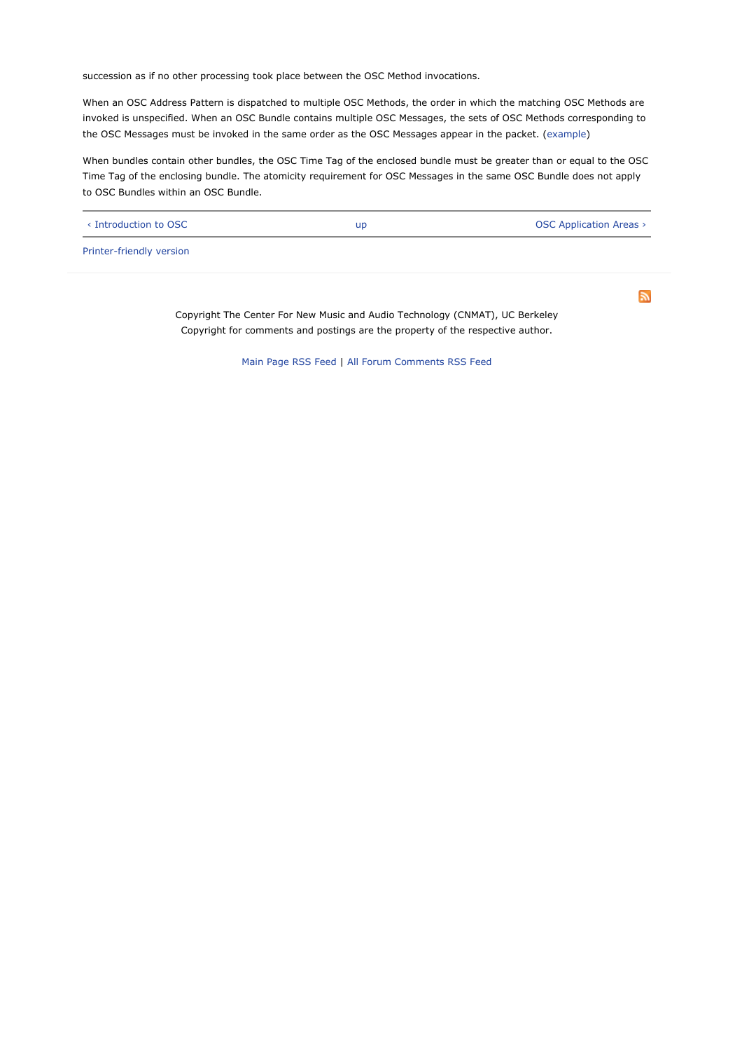succession as if no other processing took place between the OSC Method invocations.

When an OSC Address Pattern is dispatched to multiple OSC Methods, the order in which the matching OSC Methods are invoked is unspecified. When an OSC Bundle contains multiple OSC Messages, the sets of OSC Methods corresponding to the OSC Messages must be invoked in the same order as the OSC Messages appear in the packet. (example)

When bundles contain other bundles, the OSC Time Tag of the enclosed bundle must be greater than or equal to the OSC Time Tag of the enclosing bundle. The atomicity requirement for OSC Messages in the same OSC Bundle does not apply to OSC Bundles within an OSC Bundle.

‹ Introduction to OSC    up    OSC Application Areas ›

Printer-friendly version

Copyright The Center For New Music and Audio Technology (CNMAT), UC Berkeley
Copyright for comments and postings are the property of the respective author.

Main Page RSS Feed | All Forum Comments RSS Feed